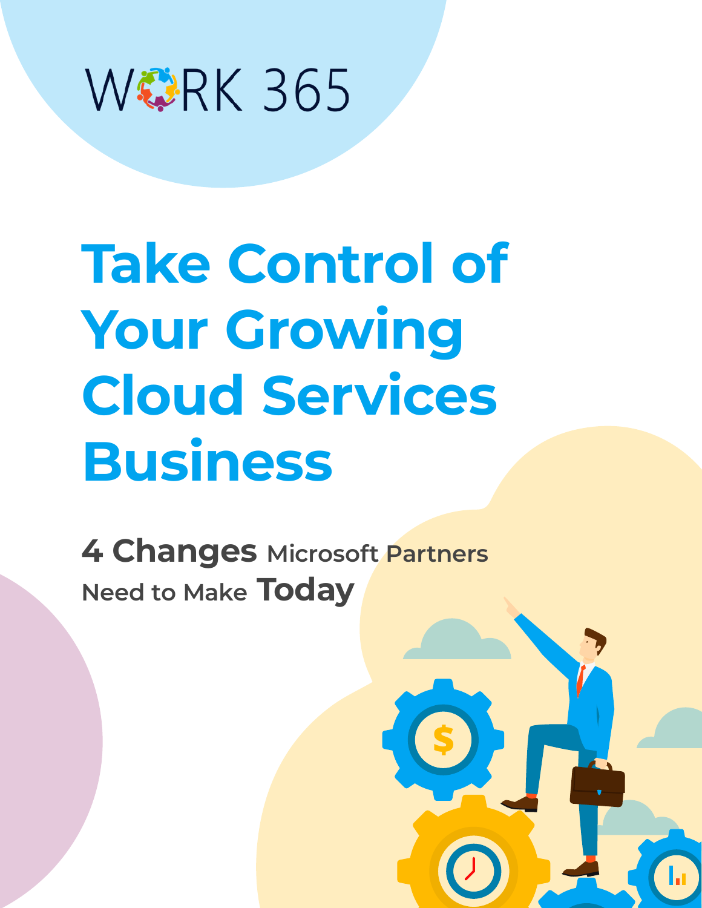WORK 365

# Take Control of Your Growing Cloud Services Business

**4 Changes** Microsoft Partners Need to Make **Today**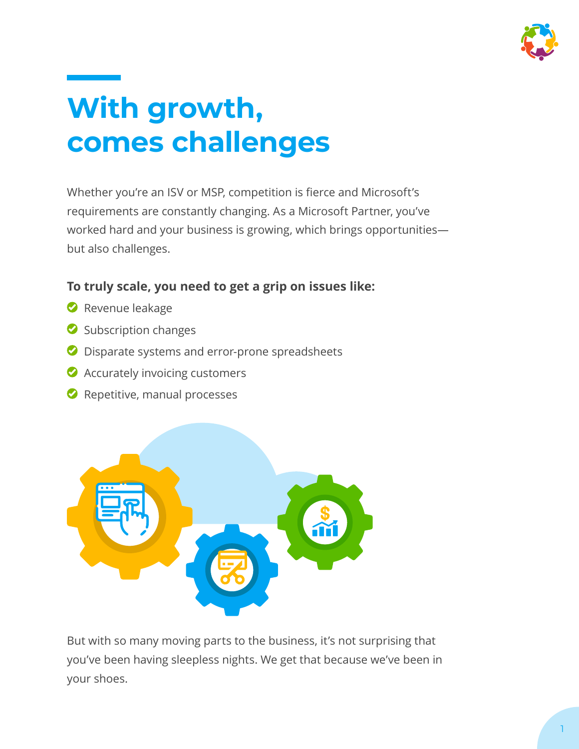# With growth, comes challenges

Whether you're an ISV or MSP, competition is fierce and Microsoft's requirements are constantly changing. As a Microsoft Partner, you've worked hard and your business is growing, which brings opportunities—but also challenges.

**To truly scale, you need to get a grip on issues like:**

- Revenue leakage
- Subscription changes
- Disparate systems and error-prone spreadsheets
- Accurately invoicing customers
- Repetitive, manual processes

But with so many moving parts to the business, it's not surprising that you've been having sleepless nights. We get that because we've been in your shoes.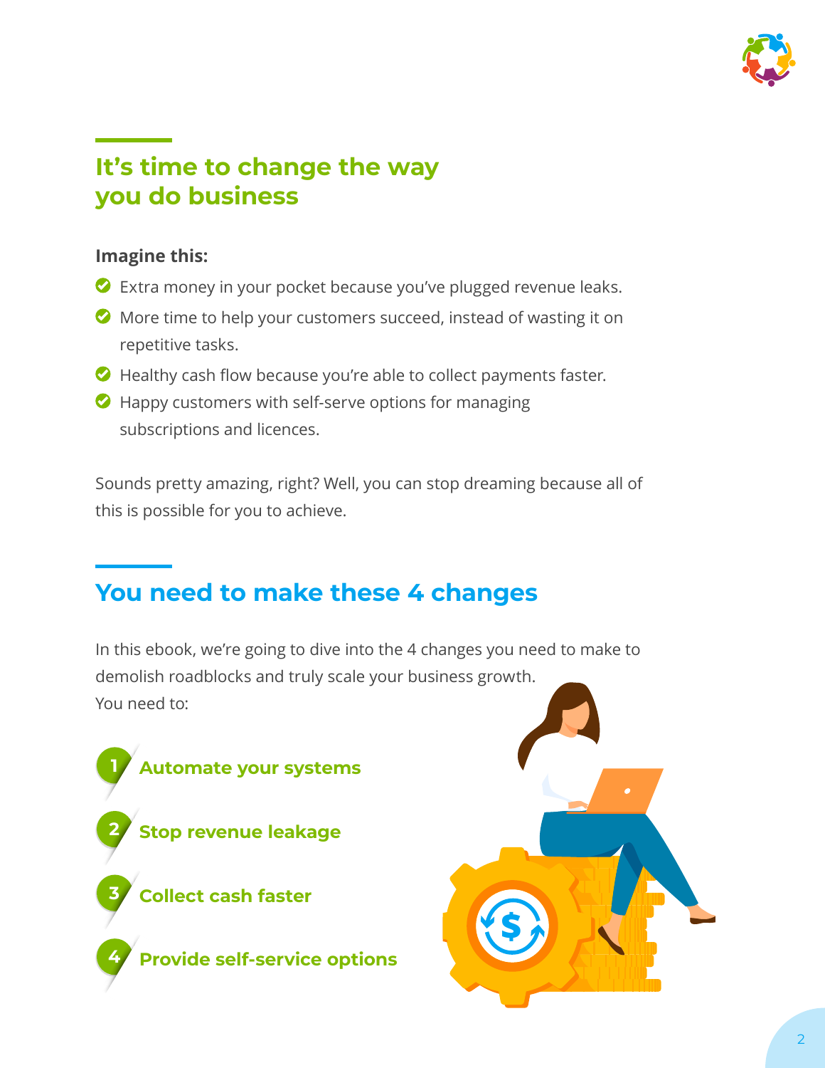## It's time to change the way you do business

**Imagine this:**

- Extra money in your pocket because you've plugged revenue leaks.
- More time to help your customers succeed, instead of wasting it on repetitive tasks.
- Healthy cash flow because you're able to collect payments faster.
- Happy customers with self-serve options for managing subscriptions and licences.

Sounds pretty amazing, right? Well, you can stop dreaming because all of this is possible for you to achieve.

## You need to make these 4 changes

In this ebook, we're going to dive into the 4 changes you need to make to demolish roadblocks and truly scale your business growth. You need to:

1. **Automate your systems**
2. **Stop revenue leakage**
3. **Collect cash faster**
4. **Provide self-service options**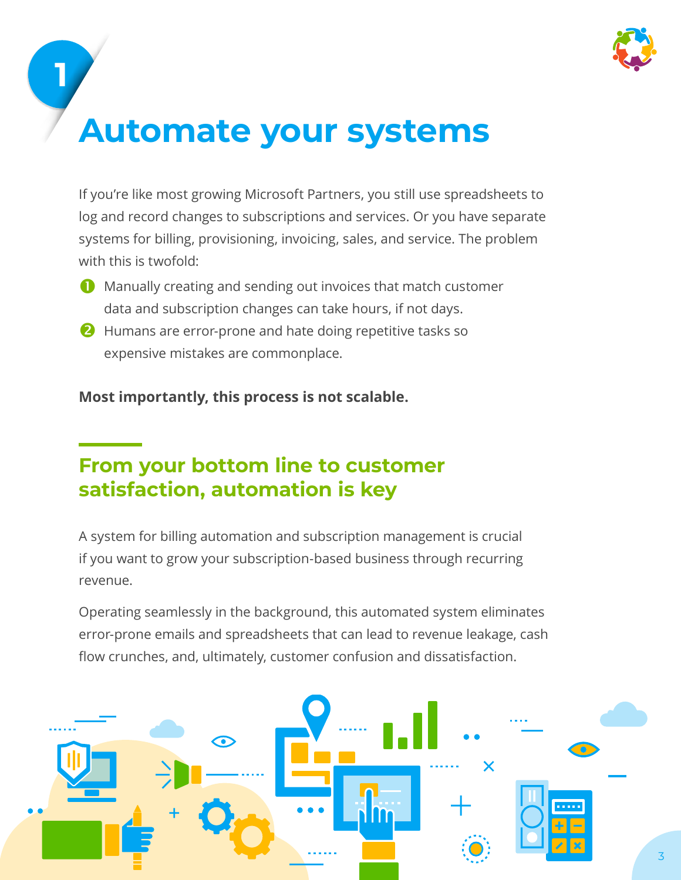# 1 Automate your systems

If you're like most growing Microsoft Partners, you still use spreadsheets to log and record changes to subscriptions and services. Or you have separate systems for billing, provisioning, invoicing, sales, and service. The problem with this is twofold:

1. Manually creating and sending out invoices that match customer data and subscription changes can take hours, if not days.
2. Humans are error-prone and hate doing repetitive tasks so expensive mistakes are commonplace.

**Most importantly, this process is not scalable.**

## From your bottom line to customer satisfaction, automation is key

A system for billing automation and subscription management is crucial if you want to grow your subscription-based business through recurring revenue.

Operating seamlessly in the background, this automated system eliminates error-prone emails and spreadsheets that can lead to revenue leakage, cash flow crunches, and, ultimately, customer confusion and dissatisfaction.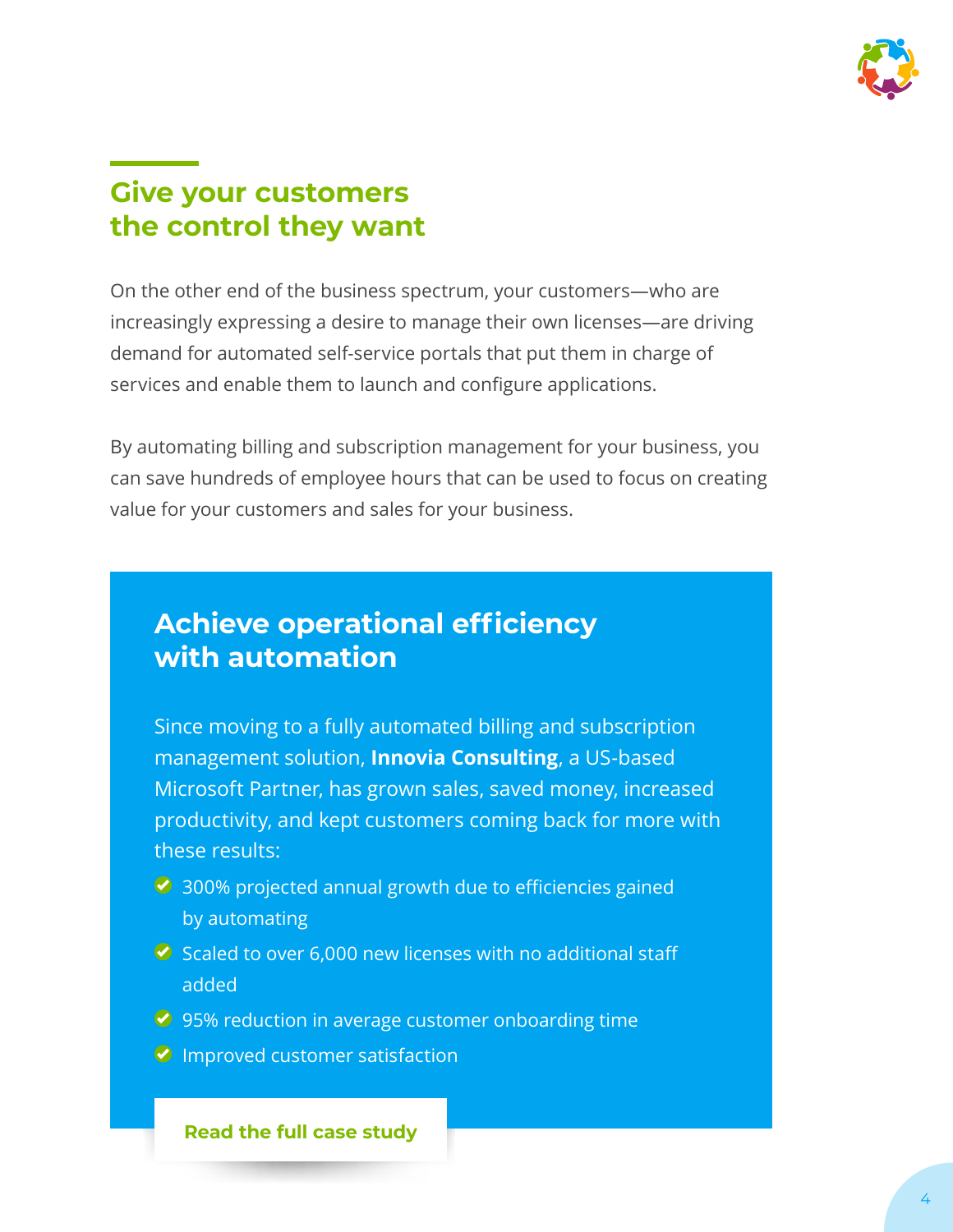## Give your customers the control they want

On the other end of the business spectrum, your customers—who are increasingly expressing a desire to manage their own licenses—are driving demand for automated self-service portals that put them in charge of services and enable them to launch and configure applications.

By automating billing and subscription management for your business, you can save hundreds of employee hours that can be used to focus on creating value for your customers and sales for your business.

### Achieve operational efficiency with automation

Since moving to a fully automated billing and subscription management solution, **Innovia Consulting**, a US-based Microsoft Partner, has grown sales, saved money, increased productivity, and kept customers coming back for more with these results:

- 300% projected annual growth due to efficiencies gained by automating
- Scaled to over 6,000 new licenses with no additional staff added
- 95% reduction in average customer onboarding time
- Improved customer satisfaction

**Read the full case study**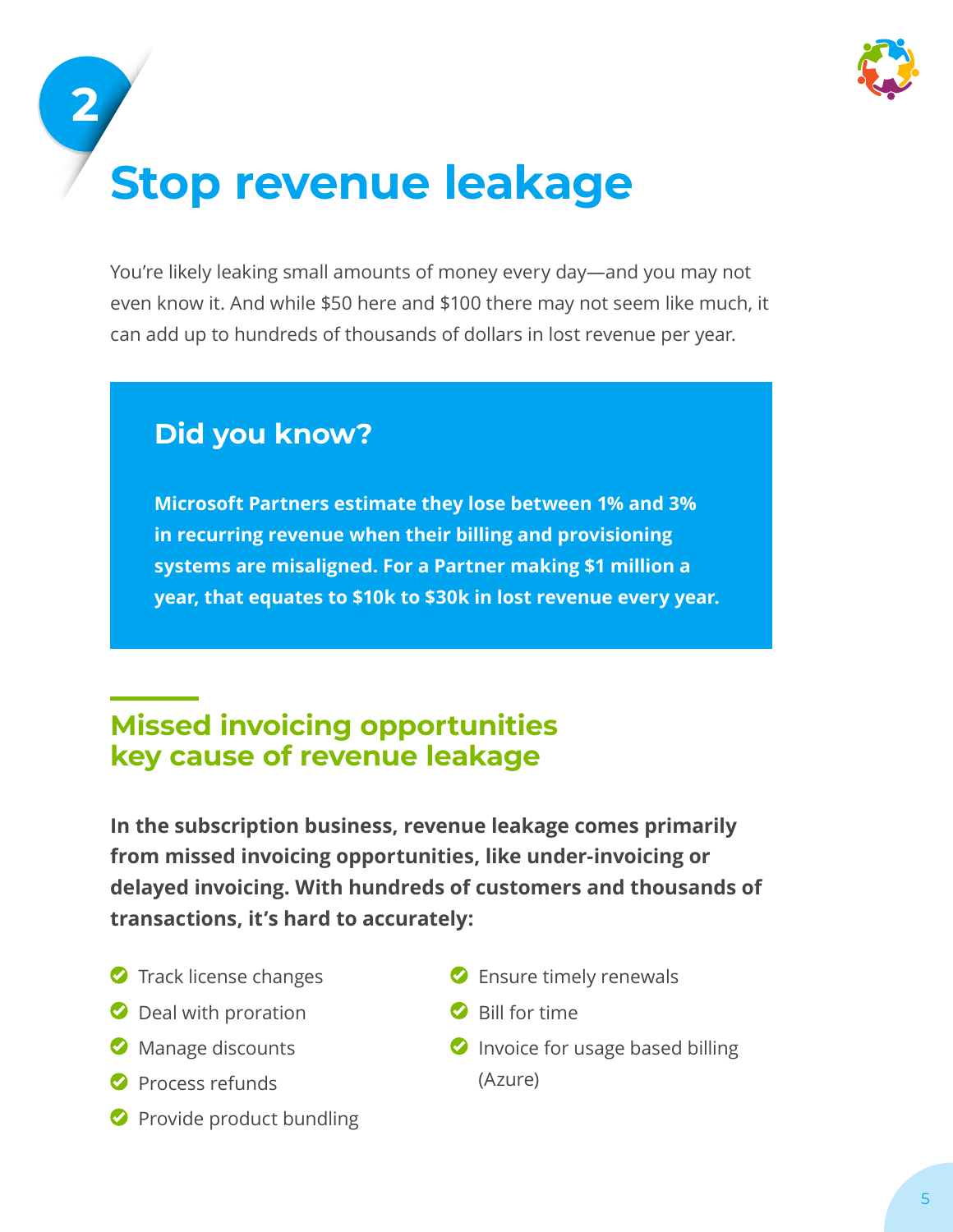# 2 Stop revenue leakage

You're likely leaking small amounts of money every day—and you may not even know it. And while $50 here and $100 there may not seem like much, it can add up to hundreds of thousands of dollars in lost revenue per year.

## Did you know?

**Microsoft Partners estimate they lose between 1% and 3% in recurring revenue when their billing and provisioning systems are misaligned. For a Partner making $1 million a year, that equates to $10k to $30k in lost revenue every year.**

## Missed invoicing opportunities key cause of revenue leakage

**In the subscription business, revenue leakage comes primarily from missed invoicing opportunities, like under-invoicing or delayed invoicing. With hundreds of customers and thousands of transactions, it's hard to accurately:**

- Track license changes
- Deal with proration
- Manage discounts
- Process refunds
- Provide product bundling
- Ensure timely renewals
- Bill for time
- Invoice for usage based billing (Azure)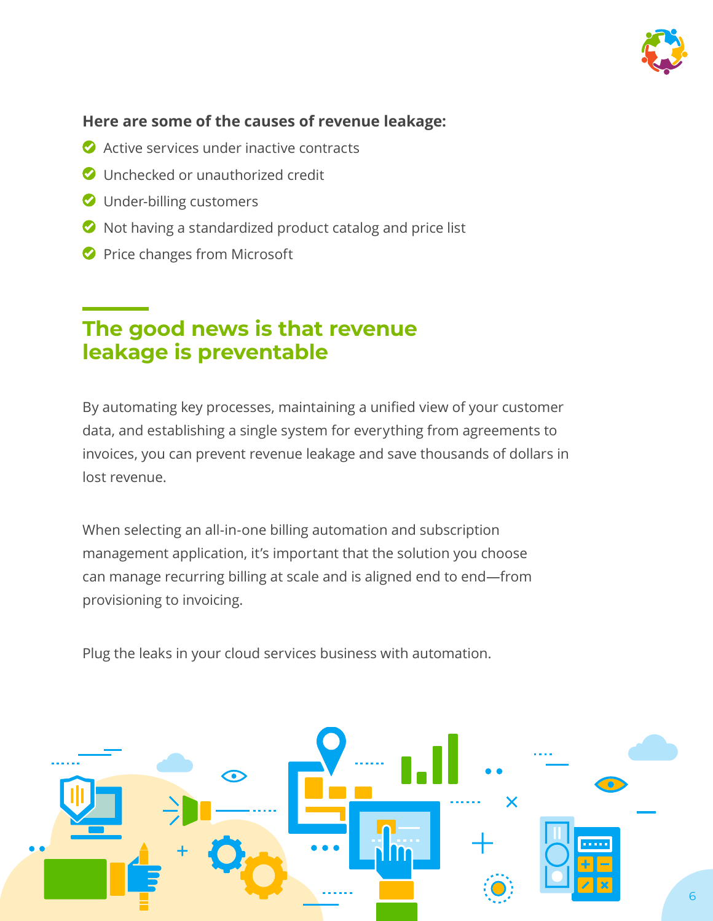**Here are some of the causes of revenue leakage:**

- Active services under inactive contracts
- Unchecked or unauthorized credit
- Under-billing customers
- Not having a standardized product catalog and price list
- Price changes from Microsoft

## The good news is that revenue leakage is preventable

By automating key processes, maintaining a unified view of your customer data, and establishing a single system for everything from agreements to invoices, you can prevent revenue leakage and save thousands of dollars in lost revenue.

When selecting an all-in-one billing automation and subscription management application, it's important that the solution you choose can manage recurring billing at scale and is aligned end to end—from provisioning to invoicing.

Plug the leaks in your cloud services business with automation.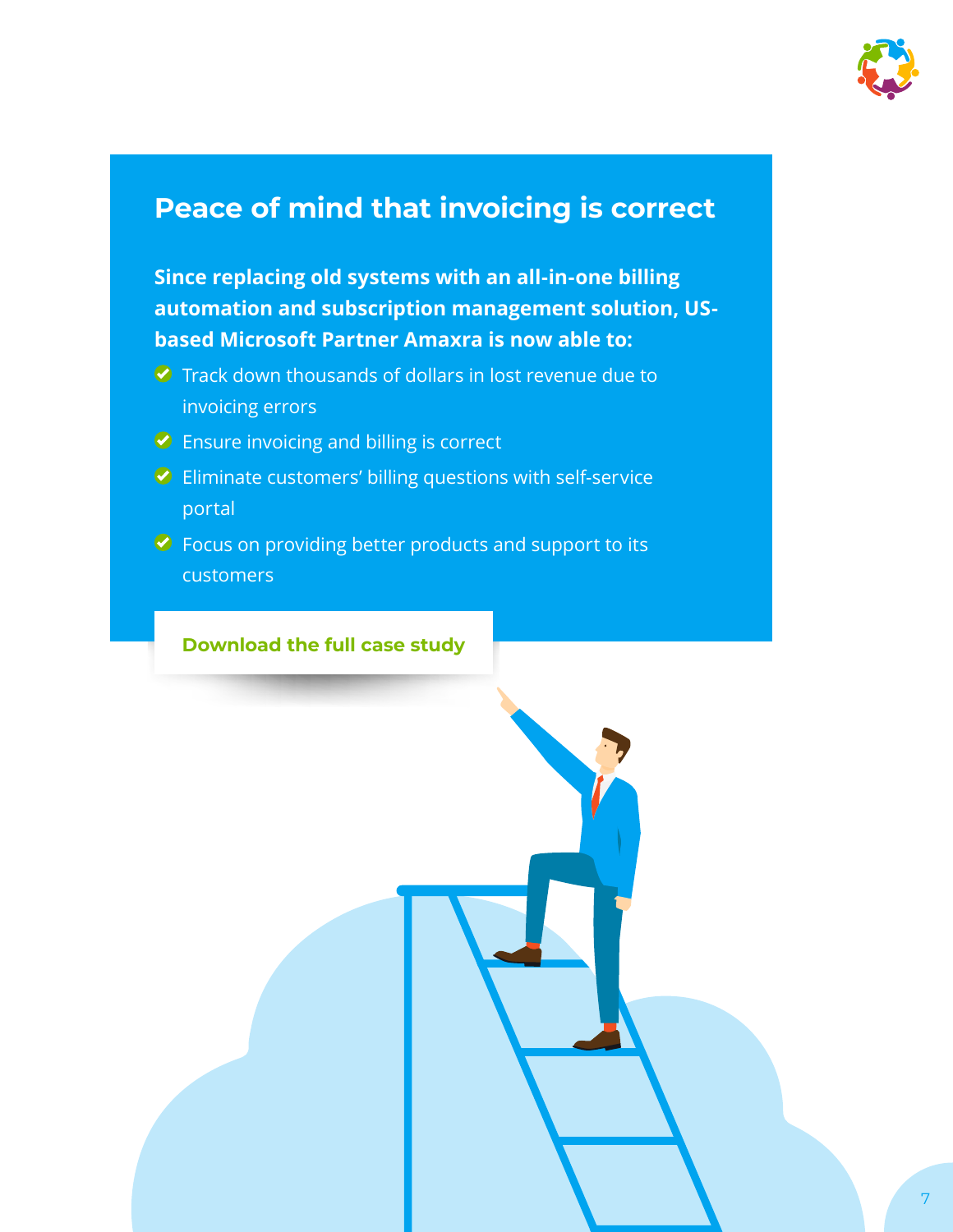## Peace of mind that invoicing is correct

**Since replacing old systems with an all-in-one billing automation and subscription management solution, US-based Microsoft Partner Amaxra is now able to:**

- Track down thousands of dollars in lost revenue due to invoicing errors
- Ensure invoicing and billing is correct
- Eliminate customers' billing questions with self-service portal
- Focus on providing better products and support to its customers

**Download the full case study**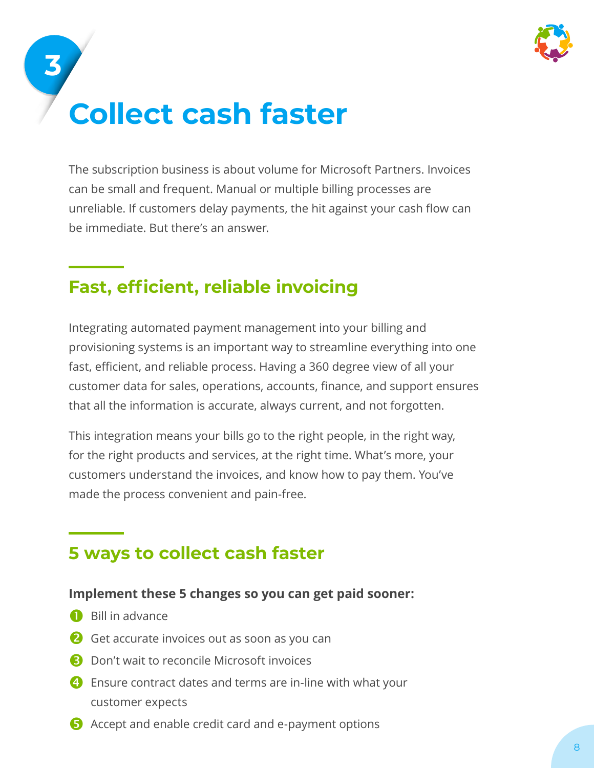# 3 Collect cash faster

The subscription business is about volume for Microsoft Partners. Invoices can be small and frequent. Manual or multiple billing processes are unreliable. If customers delay payments, the hit against your cash flow can be immediate. But there's an answer.

## Fast, efficient, reliable invoicing

Integrating automated payment management into your billing and provisioning systems is an important way to streamline everything into one fast, efficient, and reliable process. Having a 360 degree view of all your customer data for sales, operations, accounts, finance, and support ensures that all the information is accurate, always current, and not forgotten.

This integration means your bills go to the right people, in the right way, for the right products and services, at the right time. What's more, your customers understand the invoices, and know how to pay them. You've made the process convenient and pain-free.

## 5 ways to collect cash faster

**Implement these 5 changes so you can get paid sooner:**

1. Bill in advance
2. Get accurate invoices out as soon as you can
3. Don't wait to reconcile Microsoft invoices
4. Ensure contract dates and terms are in-line with what your customer expects
5. Accept and enable credit card and e-payment options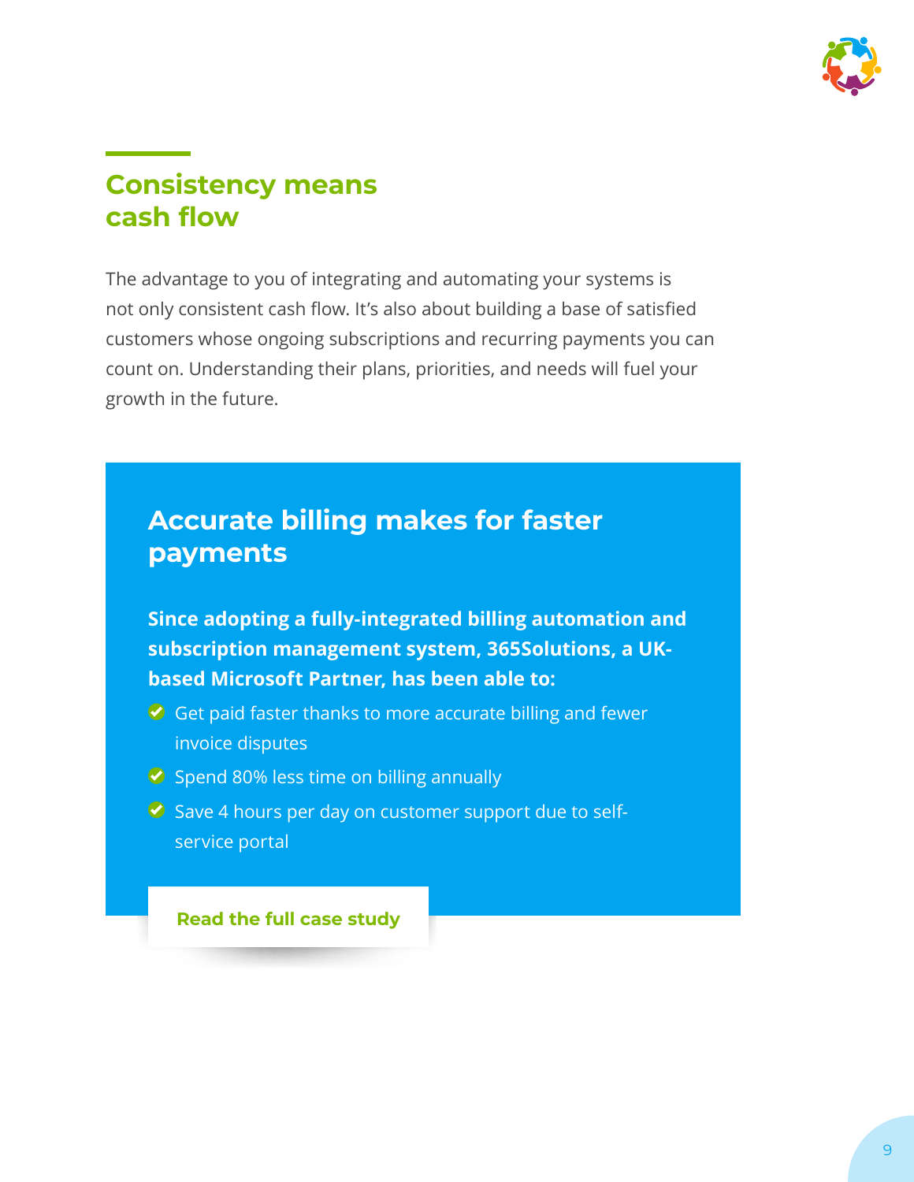## Consistency means cash flow

The advantage to you of integrating and automating your systems is not only consistent cash flow. It's also about building a base of satisfied customers whose ongoing subscriptions and recurring payments you can count on. Understanding their plans, priorities, and needs will fuel your growth in the future.

### Accurate billing makes for faster payments

**Since adopting a fully-integrated billing automation and subscription management system, 365Solutions, a UK-based Microsoft Partner, has been able to:**

- Get paid faster thanks to more accurate billing and fewer invoice disputes
- Spend 80% less time on billing annually
- Save 4 hours per day on customer support due to self-service portal

**Read the full case study**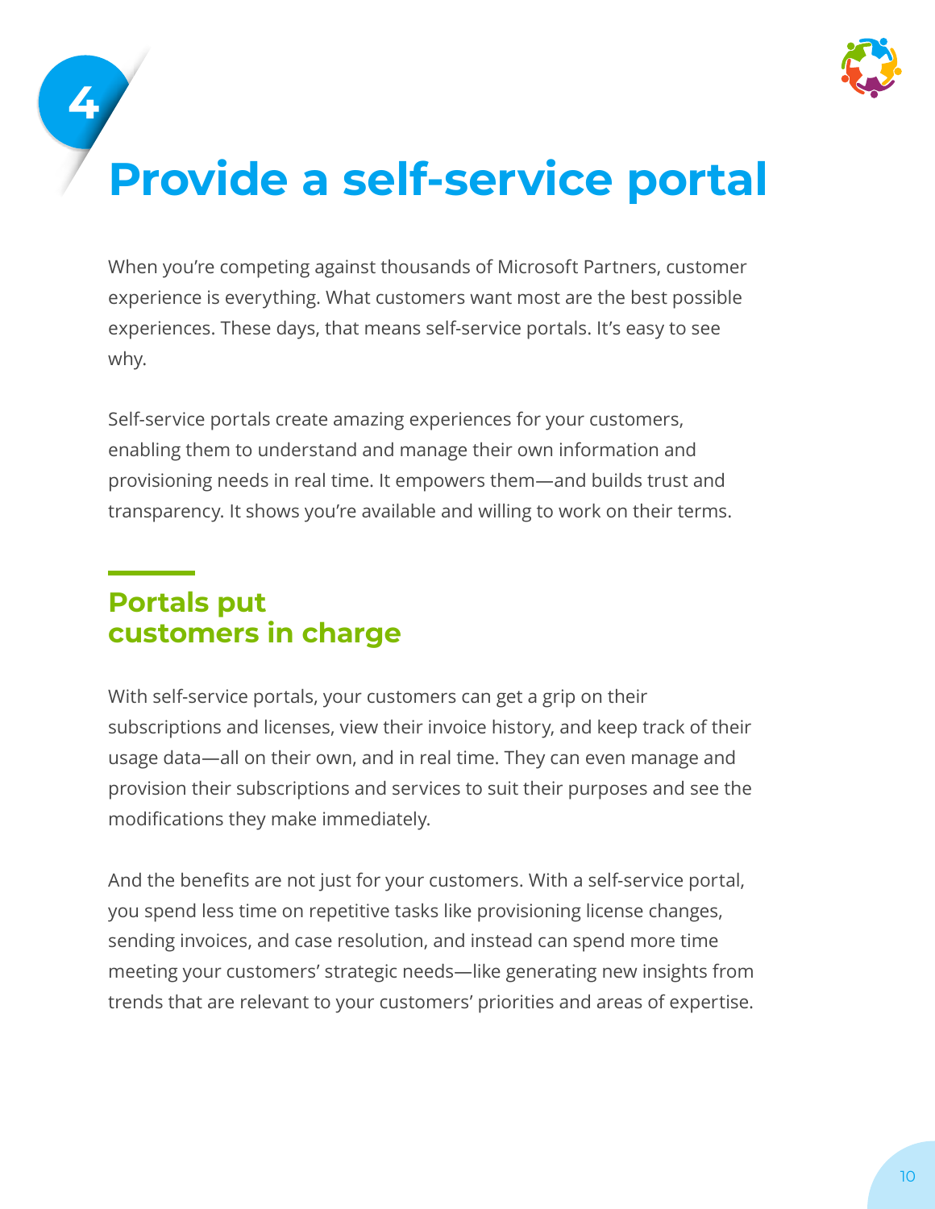# 4 Provide a self-service portal

When you're competing against thousands of Microsoft Partners, customer experience is everything. What customers want most are the best possible experiences. These days, that means self-service portals. It's easy to see why.

Self-service portals create amazing experiences for your customers, enabling them to understand and manage their own information and provisioning needs in real time. It empowers them—and builds trust and transparency. It shows you're available and willing to work on their terms.

## Portals put customers in charge

With self-service portals, your customers can get a grip on their subscriptions and licenses, view their invoice history, and keep track of their usage data—all on their own, and in real time. They can even manage and provision their subscriptions and services to suit their purposes and see the modifications they make immediately.

And the benefits are not just for your customers. With a self-service portal, you spend less time on repetitive tasks like provisioning license changes, sending invoices, and case resolution, and instead can spend more time meeting your customers' strategic needs—like generating new insights from trends that are relevant to your customers' priorities and areas of expertise.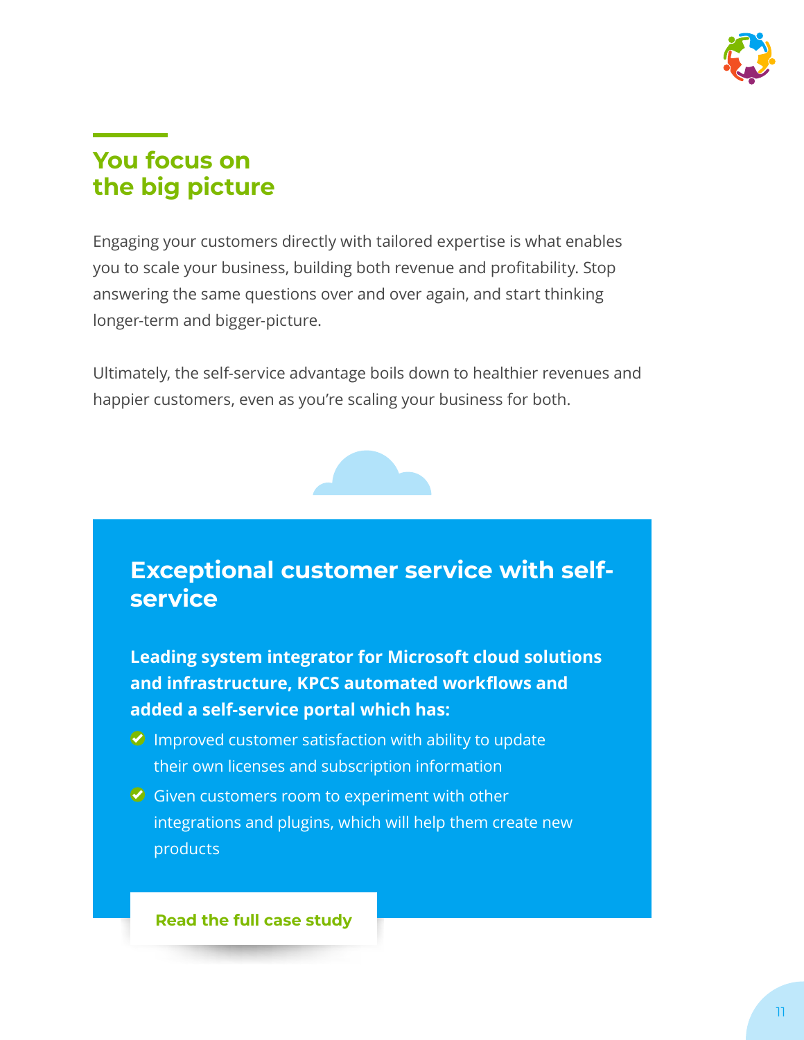## You focus on the big picture

Engaging your customers directly with tailored expertise is what enables you to scale your business, building both revenue and profitability. Stop answering the same questions over and over again, and start thinking longer-term and bigger-picture.

Ultimately, the self-service advantage boils down to healthier revenues and happier customers, even as you're scaling your business for both.

### Exceptional customer service with self-service

**Leading system integrator for Microsoft cloud solutions and infrastructure, KPCS automated workflows and added a self-service portal which has:**

- Improved customer satisfaction with ability to update their own licenses and subscription information
- Given customers room to experiment with other integrations and plugins, which will help them create new products

**Read the full case study**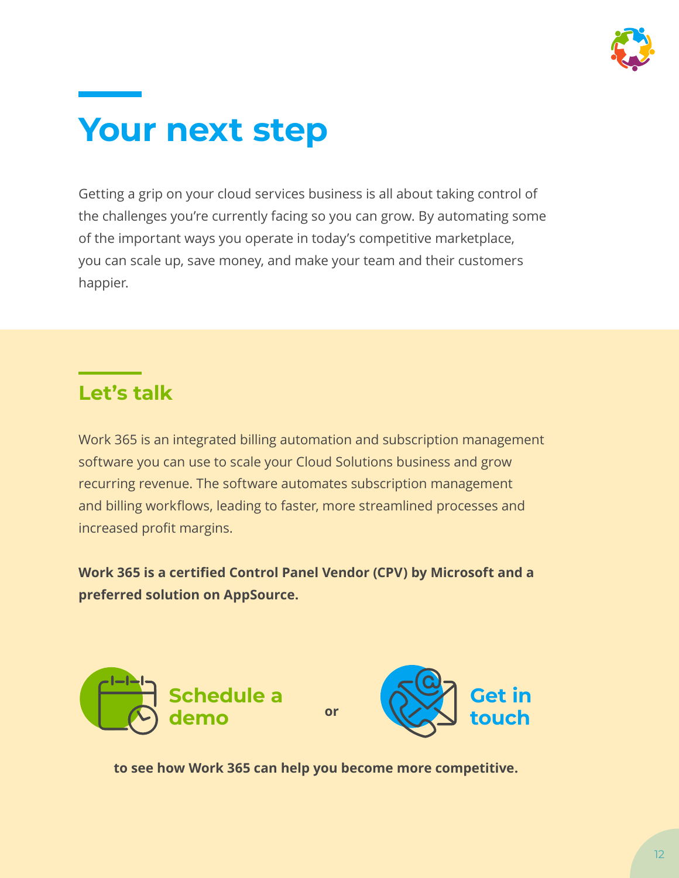# Your next step

Getting a grip on your cloud services business is all about taking control of the challenges you're currently facing so you can grow. By automating some of the important ways you operate in today's competitive marketplace, you can scale up, save money, and make your team and their customers happier.

## Let's talk

Work 365 is an integrated billing automation and subscription management software you can use to scale your Cloud Solutions business and grow recurring revenue. The software automates subscription management and billing workflows, leading to faster, more streamlined processes and increased profit margins.

**Work 365 is a certified Control Panel Vendor (CPV) by Microsoft and a preferred solution on AppSource.**

**Schedule a demo** or **Get in touch**

**to see how Work 365 can help you become more competitive.**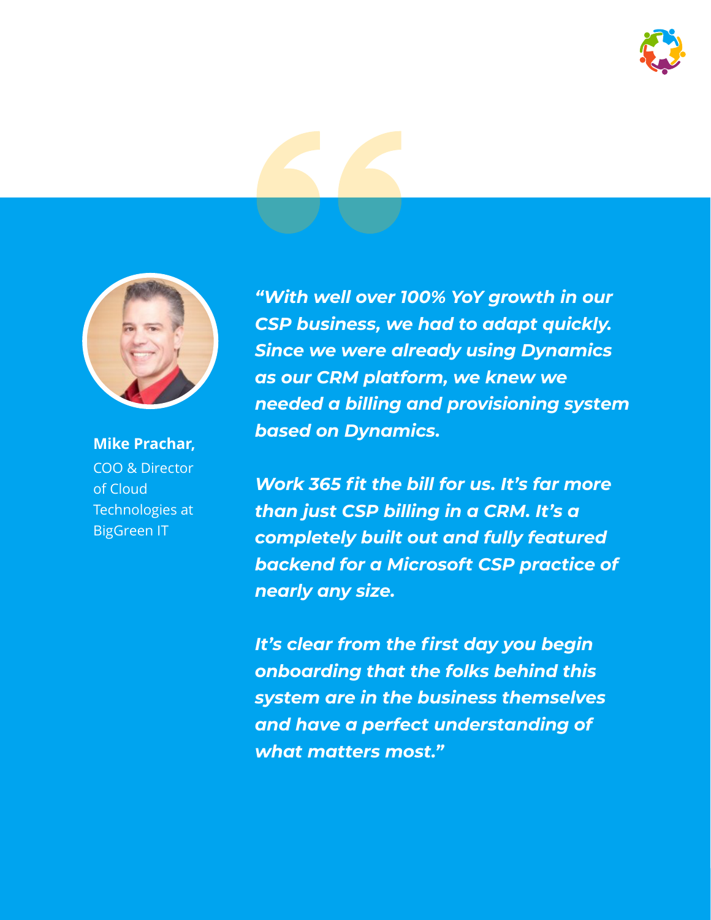*"With well over 100% YoY growth in our CSP business, we had to adapt quickly. Since we were already using Dynamics as our CRM platform, we knew we needed a billing and provisioning system based on Dynamics.*

*Work 365 fit the bill for us. It's far more than just CSP billing in a CRM. It's a completely built out and fully featured backend for a Microsoft CSP practice of nearly any size.*

*It's clear from the first day you begin onboarding that the folks behind this system are in the business themselves and have a perfect understanding of what matters most."*

**Mike Prachar,**
COO & Director of Cloud Technologies at BigGreen IT